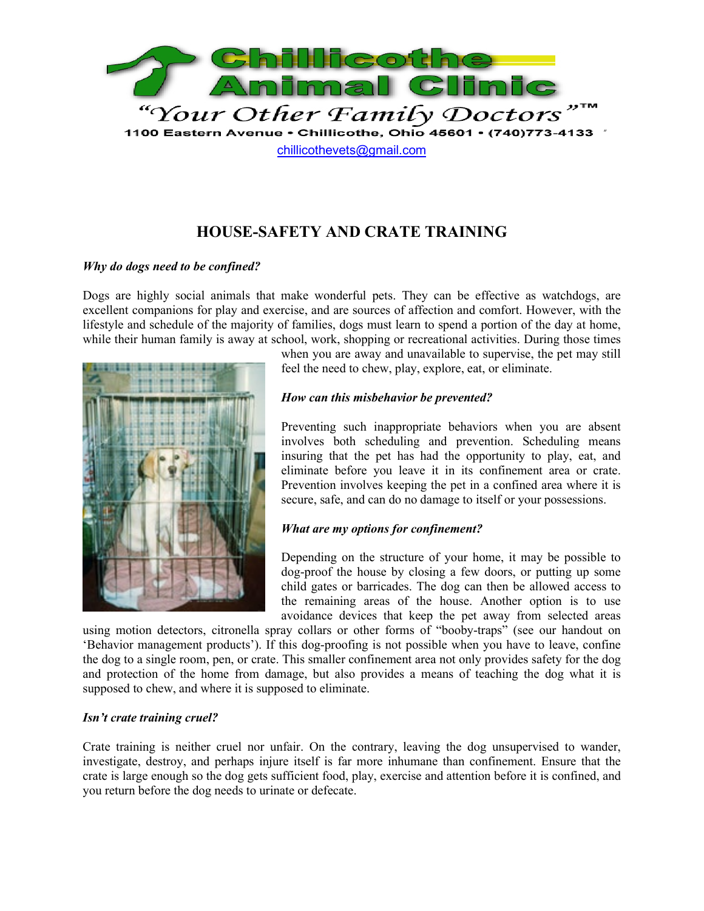Chillicothe Animal Clinic

"Your Other Family Doctors"™

1100 Eastern Avenue • Chillicothe, Ohio 45601 • (740)773-4133

chillicothevets@gmail.com

# HOUSE-SAFETY AND CRATE TRAINING

***Why do dogs need to be confined?***

Dogs are highly social animals that make wonderful pets. They can be effective as watchdogs, are excellent companions for play and exercise, and are sources of affection and comfort. However, with the lifestyle and schedule of the majority of families, dogs must learn to spend a portion of the day at home, while their human family is away at school, work, shopping or recreational activities. During those times when you are away and unavailable to supervise, the pet may still feel the need to chew, play, explore, eat, or eliminate.

***How can this misbehavior be prevented?***

Preventing such inappropriate behaviors when you are absent involves both scheduling and prevention. Scheduling means insuring that the pet has had the opportunity to play, eat, and eliminate before you leave it in its confinement area or crate. Prevention involves keeping the pet in a confined area where it is secure, safe, and can do no damage to itself or your possessions.

***What are my options for confinement?***

Depending on the structure of your home, it may be possible to dog-proof the house by closing a few doors, or putting up some child gates or barricades. The dog can then be allowed access to the remaining areas of the house. Another option is to use avoidance devices that keep the pet away from selected areas using motion detectors, citronella spray collars or other forms of "booby-traps" (see our handout on 'Behavior management products'). If this dog-proofing is not possible when you have to leave, confine the dog to a single room, pen, or crate. This smaller confinement area not only provides safety for the dog and protection of the home from damage, but also provides a means of teaching the dog what it is supposed to chew, and where it is supposed to eliminate.

***Isn't crate training cruel?***

Crate training is neither cruel nor unfair. On the contrary, leaving the dog unsupervised to wander, investigate, destroy, and perhaps injure itself is far more inhumane than confinement. Ensure that the crate is large enough so the dog gets sufficient food, play, exercise and attention before it is confined, and you return before the dog needs to urinate or defecate.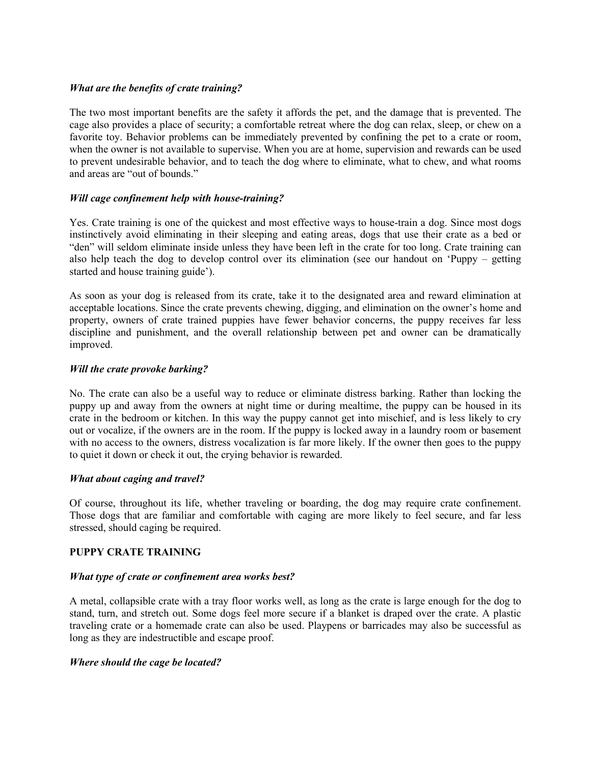***What are the benefits of crate training?***

The two most important benefits are the safety it affords the pet, and the damage that is prevented. The cage also provides a place of security; a comfortable retreat where the dog can relax, sleep, or chew on a favorite toy. Behavior problems can be immediately prevented by confining the pet to a crate or room, when the owner is not available to supervise. When you are at home, supervision and rewards can be used to prevent undesirable behavior, and to teach the dog where to eliminate, what to chew, and what rooms and areas are "out of bounds."

***Will cage confinement help with house-training?***

Yes. Crate training is one of the quickest and most effective ways to house-train a dog. Since most dogs instinctively avoid eliminating in their sleeping and eating areas, dogs that use their crate as a bed or "den" will seldom eliminate inside unless they have been left in the crate for too long. Crate training can also help teach the dog to develop control over its elimination (see our handout on 'Puppy – getting started and house training guide').

As soon as your dog is released from its crate, take it to the designated area and reward elimination at acceptable locations. Since the crate prevents chewing, digging, and elimination on the owner's home and property, owners of crate trained puppies have fewer behavior concerns, the puppy receives far less discipline and punishment, and the overall relationship between pet and owner can be dramatically improved.

***Will the crate provoke barking?***

No. The crate can also be a useful way to reduce or eliminate distress barking. Rather than locking the puppy up and away from the owners at night time or during mealtime, the puppy can be housed in its crate in the bedroom or kitchen. In this way the puppy cannot get into mischief, and is less likely to cry out or vocalize, if the owners are in the room. If the puppy is locked away in a laundry room or basement with no access to the owners, distress vocalization is far more likely. If the owner then goes to the puppy to quiet it down or check it out, the crying behavior is rewarded.

***What about caging and travel?***

Of course, throughout its life, whether traveling or boarding, the dog may require crate confinement. Those dogs that are familiar and comfortable with caging are more likely to feel secure, and far less stressed, should caging be required.

**PUPPY CRATE TRAINING**

***What type of crate or confinement area works best?***

A metal, collapsible crate with a tray floor works well, as long as the crate is large enough for the dog to stand, turn, and stretch out. Some dogs feel more secure if a blanket is draped over the crate. A plastic traveling crate or a homemade crate can also be used. Playpens or barricades may also be successful as long as they are indestructible and escape proof.

***Where should the cage be located?***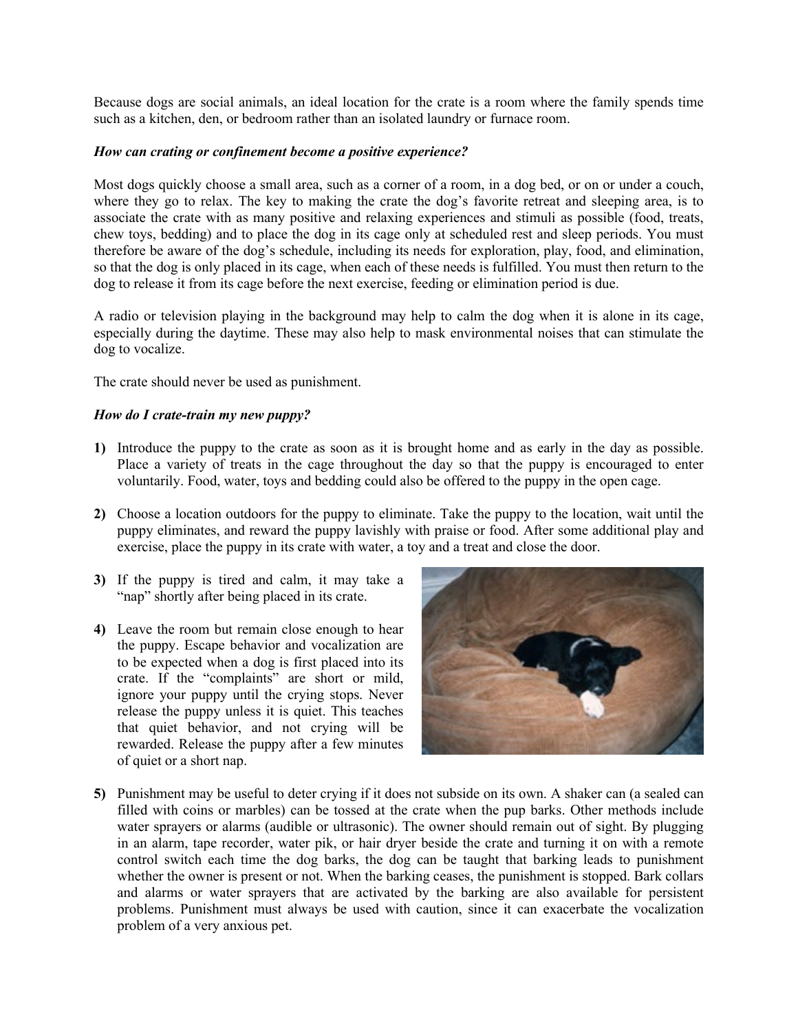Because dogs are social animals, an ideal location for the crate is a room where the family spends time such as a kitchen, den, or bedroom rather than an isolated laundry or furnace room.

### *How can crating or confinement become a positive experience?*

Most dogs quickly choose a small area, such as a corner of a room, in a dog bed, or on or under a couch, where they go to relax. The key to making the crate the dog's favorite retreat and sleeping area, is to associate the crate with as many positive and relaxing experiences and stimuli as possible (food, treats, chew toys, bedding) and to place the dog in its cage only at scheduled rest and sleep periods. You must therefore be aware of the dog's schedule, including its needs for exploration, play, food, and elimination, so that the dog is only placed in its cage, when each of these needs is fulfilled. You must then return to the dog to release it from its cage before the next exercise, feeding or elimination period is due.

A radio or television playing in the background may help to calm the dog when it is alone in its cage, especially during the daytime. These may also help to mask environmental noises that can stimulate the dog to vocalize.

The crate should never be used as punishment.

### *How do I crate-train my new puppy?*

**1)** Introduce the puppy to the crate as soon as it is brought home and as early in the day as possible. Place a variety of treats in the cage throughout the day so that the puppy is encouraged to enter voluntarily. Food, water, toys and bedding could also be offered to the puppy in the open cage.

**2)** Choose a location outdoors for the puppy to eliminate. Take the puppy to the location, wait until the puppy eliminates, and reward the puppy lavishly with praise or food. After some additional play and exercise, place the puppy in its crate with water, a toy and a treat and close the door.

**3)** If the puppy is tired and calm, it may take a "nap" shortly after being placed in its crate.

**4)** Leave the room but remain close enough to hear the puppy. Escape behavior and vocalization are to be expected when a dog is first placed into its crate. If the "complaints" are short or mild, ignore your puppy until the crying stops. Never release the puppy unless it is quiet. This teaches that quiet behavior, and not crying will be rewarded. Release the puppy after a few minutes of quiet or a short nap.

**5)** Punishment may be useful to deter crying if it does not subside on its own. A shaker can (a sealed can filled with coins or marbles) can be tossed at the crate when the pup barks. Other methods include water sprayers or alarms (audible or ultrasonic). The owner should remain out of sight. By plugging in an alarm, tape recorder, water pik, or hair dryer beside the crate and turning it on with a remote control switch each time the dog barks, the dog can be taught that barking leads to punishment whether the owner is present or not. When the barking ceases, the punishment is stopped. Bark collars and alarms or water sprayers that are activated by the barking are also available for persistent problems. Punishment must always be used with caution, since it can exacerbate the vocalization problem of a very anxious pet.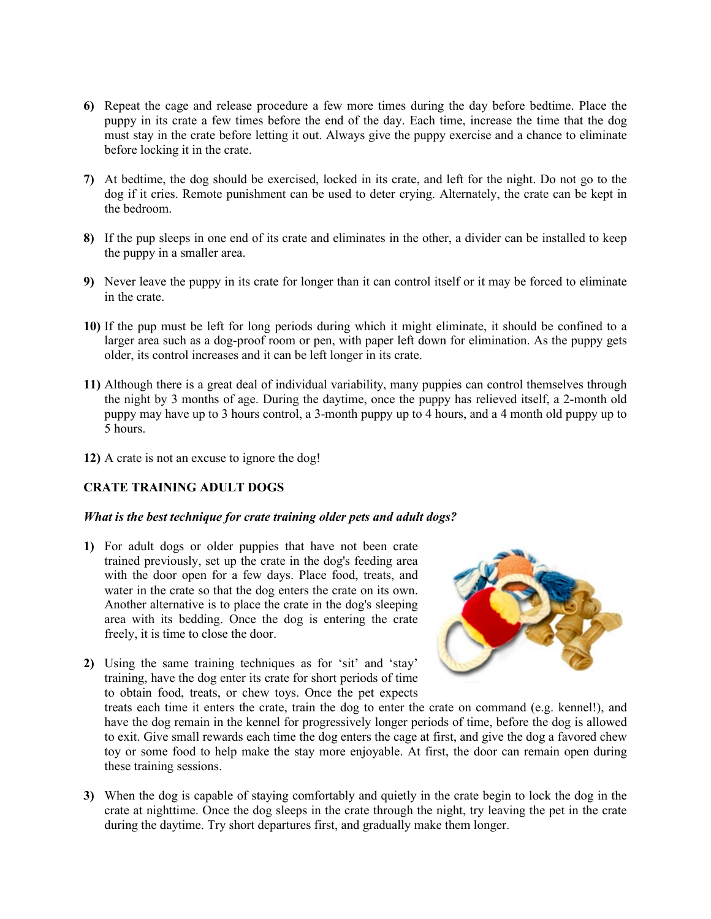6) Repeat the cage and release procedure a few more times during the day before bedtime. Place the puppy in its crate a few times before the end of the day. Each time, increase the time that the dog must stay in the crate before letting it out. Always give the puppy exercise and a chance to eliminate before locking it in the crate.

7) At bedtime, the dog should be exercised, locked in its crate, and left for the night. Do not go to the dog if it cries. Remote punishment can be used to deter crying. Alternately, the crate can be kept in the bedroom.

8) If the pup sleeps in one end of its crate and eliminates in the other, a divider can be installed to keep the puppy in a smaller area.

9) Never leave the puppy in its crate for longer than it can control itself or it may be forced to eliminate in the crate.

10) If the pup must be left for long periods during which it might eliminate, it should be confined to a larger area such as a dog-proof room or pen, with paper left down for elimination. As the puppy gets older, its control increases and it can be left longer in its crate.

11) Although there is a great deal of individual variability, many puppies can control themselves through the night by 3 months of age. During the daytime, once the puppy has relieved itself, a 2-month old puppy may have up to 3 hours control, a 3-month puppy up to 4 hours, and a 4 month old puppy up to 5 hours.

12) A crate is not an excuse to ignore the dog!

## CRATE TRAINING ADULT DOGS

***What is the best technique for crate training older pets and adult dogs?***

1) For adult dogs or older puppies that have not been crate trained previously, set up the crate in the dog's feeding area with the door open for a few days. Place food, treats, and water in the crate so that the dog enters the crate on its own. Another alternative is to place the crate in the dog's sleeping area with its bedding. Once the dog is entering the crate freely, it is time to close the door.

2) Using the same training techniques as for 'sit' and 'stay' training, have the dog enter its crate for short periods of time to obtain food, treats, or chew toys. Once the pet expects treats each time it enters the crate, train the dog to enter the crate on command (e.g. kennel!), and have the dog remain in the kennel for progressively longer periods of time, before the dog is allowed to exit. Give small rewards each time the dog enters the cage at first, and give the dog a favored chew toy or some food to help make the stay more enjoyable. At first, the door can remain open during these training sessions.

3) When the dog is capable of staying comfortably and quietly in the crate begin to lock the dog in the crate at nighttime. Once the dog sleeps in the crate through the night, try leaving the pet in the crate during the daytime. Try short departures first, and gradually make them longer.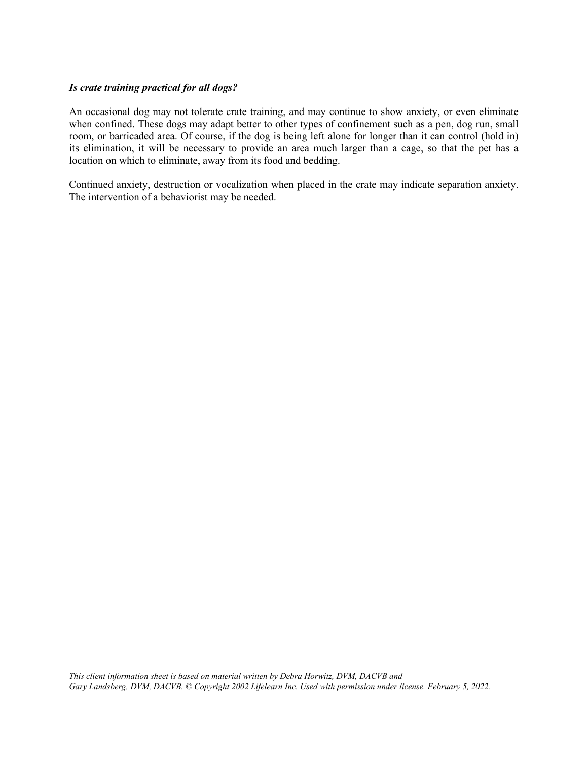***Is crate training practical for all dogs?***

An occasional dog may not tolerate crate training, and may continue to show anxiety, or even eliminate when confined. These dogs may adapt better to other types of confinement such as a pen, dog run, small room, or barricaded area. Of course, if the dog is being left alone for longer than it can control (hold in) its elimination, it will be necessary to provide an area much larger than a cage, so that the pet has a location on which to eliminate, away from its food and bedding.

Continued anxiety, destruction or vocalization when placed in the crate may indicate separation anxiety. The intervention of a behaviorist may be needed.

---

*This client information sheet is based on material written by Debra Horwitz, DVM, DACVB and Gary Landsberg, DVM, DACVB. © Copyright 2002 Lifelearn Inc. Used with permission under license. February 5, 2022.*